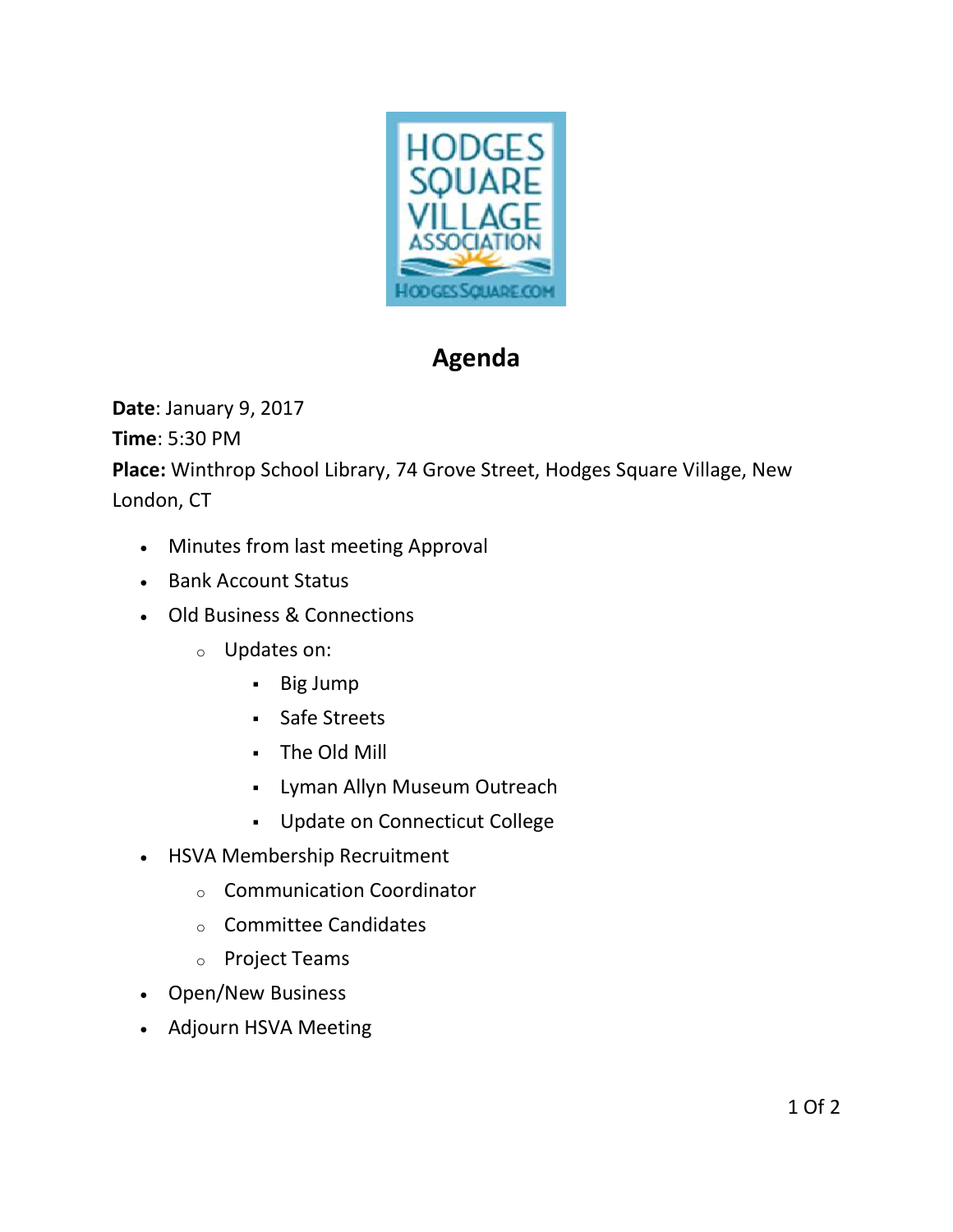HODGES SQUARE VILLAGE ASSOCIATION

HODGESSQUARE.COM

# Agenda

**Date**: January 9, 2017

**Time**: 5:30 PM

**Place:** Winthrop School Library, 74 Grove Street, Hodges Square Village, New London, CT

- Minutes from last meeting Approval
- Bank Account Status
- Old Business & Connections
  - Updates on:
    - Big Jump
    - Safe Streets
    - The Old Mill
    - Lyman Allyn Museum Outreach
    - Update on Connecticut College
- HSVA Membership Recruitment
  - Communication Coordinator
  - Committee Candidates
  - Project Teams
- Open/New Business
- Adjourn HSVA Meeting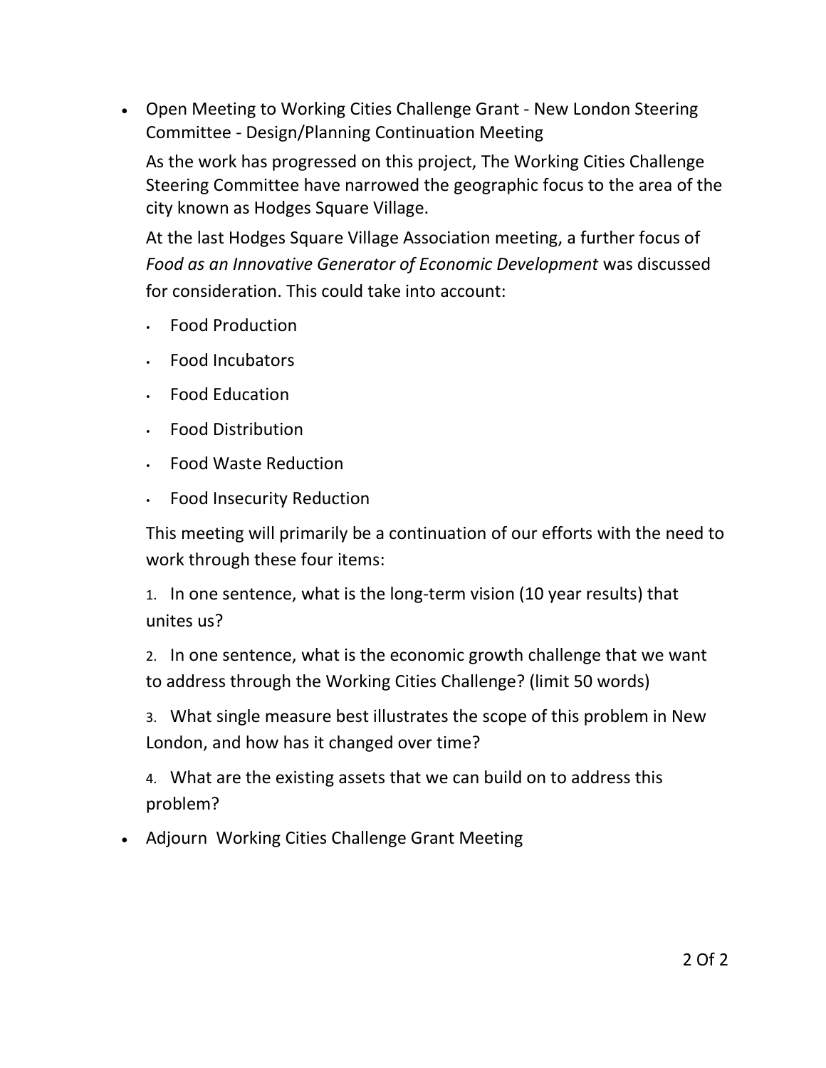- Open Meeting to Working Cities Challenge Grant - New London Steering Committee - Design/Planning Continuation Meeting

  As the work has progressed on this project, The Working Cities Challenge Steering Committee have narrowed the geographic focus to the area of the city known as Hodges Square Village.

  At the last Hodges Square Village Association meeting, a further focus of *Food as an Innovative Generator of Economic Development* was discussed for consideration. This could take into account:

  - Food Production
  - Food Incubators
  - Food Education
  - Food Distribution
  - Food Waste Reduction
  - Food Insecurity Reduction

  This meeting will primarily be a continuation of our efforts with the need to work through these four items:

  1. In one sentence, what is the long-term vision (10 year results) that unites us?
  2. In one sentence, what is the economic growth challenge that we want to address through the Working Cities Challenge? (limit 50 words)
  3. What single measure best illustrates the scope of this problem in New London, and how has it changed over time?
  4. What are the existing assets that we can build on to address this problem?

- Adjourn Working Cities Challenge Grant Meeting